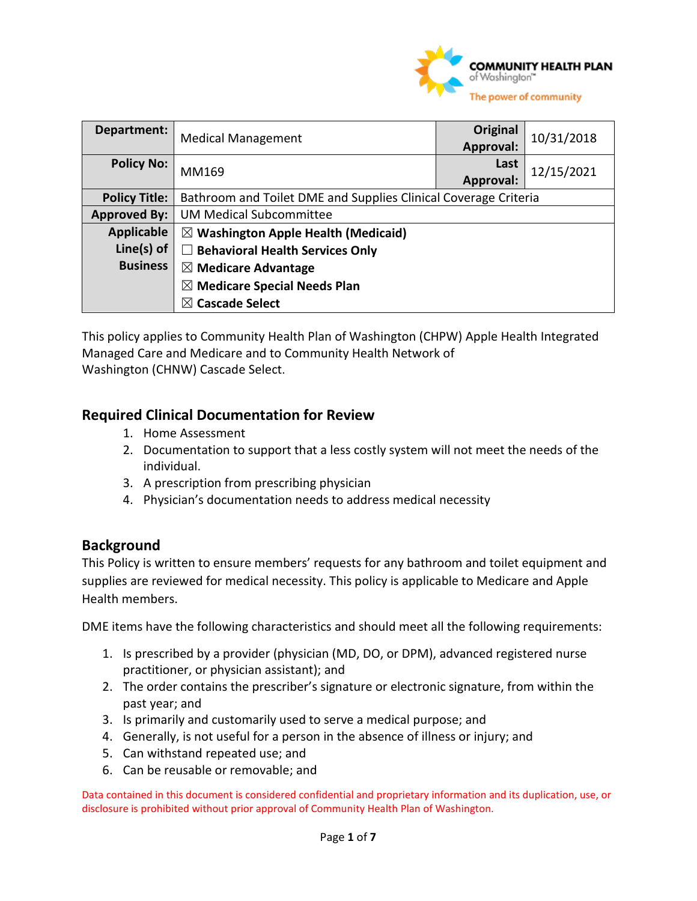| Department: | Medical Management | Original Approval: | 10/31/2018 |
|---|---|---|---|
| Policy No: | MM169 | Last Approval: | 12/15/2021 |
| Policy Title: | Bathroom and Toilet DME and Supplies Clinical Coverage Criteria | | |
| Approved By: | UM Medical Subcommittee | | |
| Applicable Line(s) of Business | ☒ **Washington Apple Health (Medicaid)**<br>☐ **Behavioral Health Services Only**<br>☒ **Medicare Advantage**<br>☒ **Medicare Special Needs Plan**<br>☒ **Cascade Select** | | |

This policy applies to Community Health Plan of Washington (CHPW) Apple Health Integrated Managed Care and Medicare and to Community Health Network of Washington (CHNW) Cascade Select.

## Required Clinical Documentation for Review

1. Home Assessment
2. Documentation to support that a less costly system will not meet the needs of the individual.
3. A prescription from prescribing physician
4. Physician's documentation needs to address medical necessity

## Background

This Policy is written to ensure members' requests for any bathroom and toilet equipment and supplies are reviewed for medical necessity. This policy is applicable to Medicare and Apple Health members.

DME items have the following characteristics and should meet all the following requirements:

1. Is prescribed by a provider (physician (MD, DO, or DPM), advanced registered nurse practitioner, or physician assistant); and
2. The order contains the prescriber's signature or electronic signature, from within the past year; and
3. Is primarily and customarily used to serve a medical purpose; and
4. Generally, is not useful for a person in the absence of illness or injury; and
5. Can withstand repeated use; and
6. Can be reusable or removable; and

Data contained in this document is considered confidential and proprietary information and its duplication, use, or disclosure is prohibited without prior approval of Community Health Plan of Washington.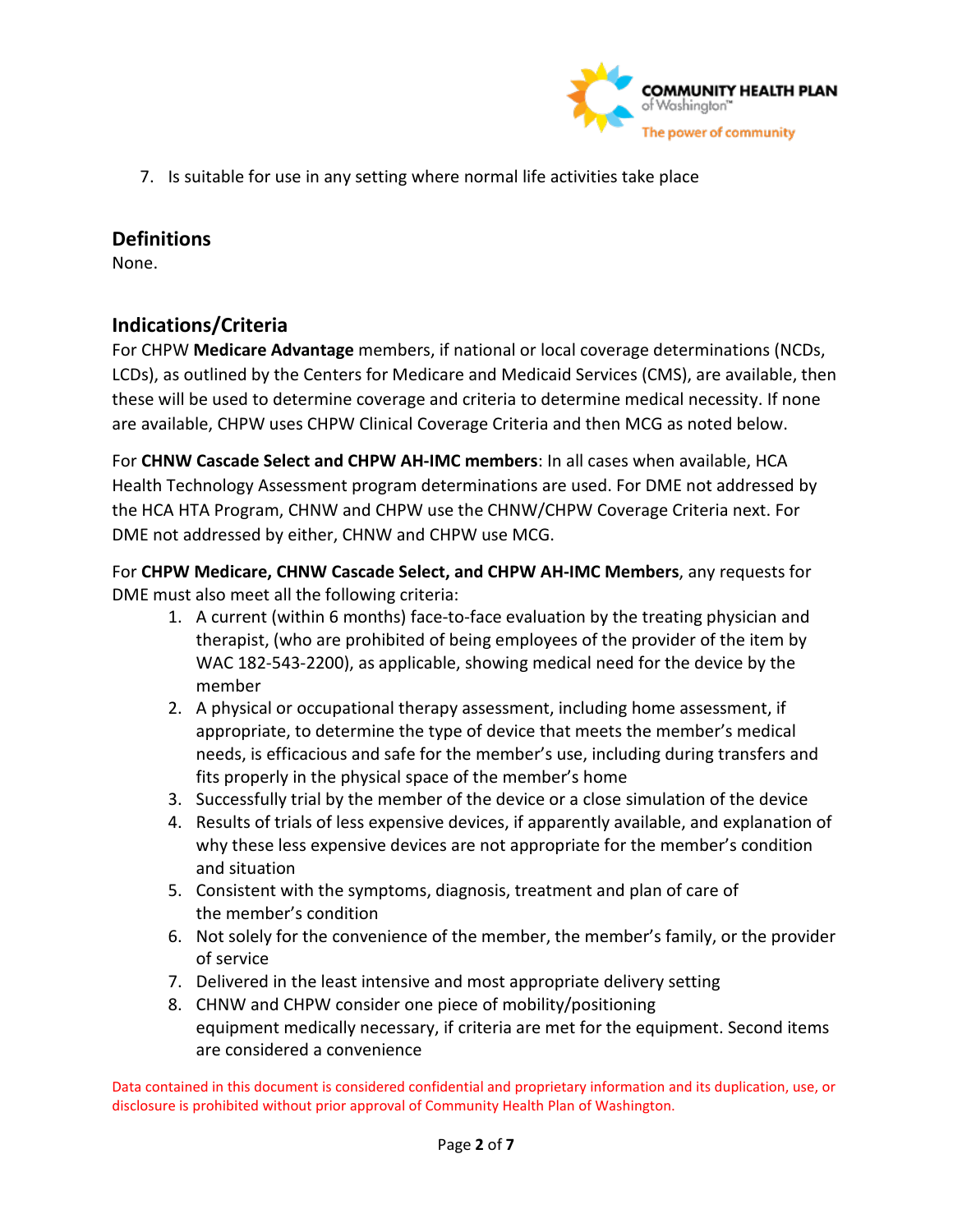7. Is suitable for use in any setting where normal life activities take place

## Definitions

None.

## Indications/Criteria

For CHPW **Medicare Advantage** members, if national or local coverage determinations (NCDs, LCDs), as outlined by the Centers for Medicare and Medicaid Services (CMS), are available, then these will be used to determine coverage and criteria to determine medical necessity. If none are available, CHPW uses CHPW Clinical Coverage Criteria and then MCG as noted below.

For **CHNW Cascade Select and CHPW AH-IMC members**: In all cases when available, HCA Health Technology Assessment program determinations are used. For DME not addressed by the HCA HTA Program, CHNW and CHPW use the CHNW/CHPW Coverage Criteria next. For DME not addressed by either, CHNW and CHPW use MCG.

For **CHPW Medicare, CHNW Cascade Select, and CHPW AH-IMC Members**, any requests for DME must also meet all the following criteria:

1. A current (within 6 months) face-to-face evaluation by the treating physician and therapist, (who are prohibited of being employees of the provider of the item by WAC 182-543-2200), as applicable, showing medical need for the device by the member
2. A physical or occupational therapy assessment, including home assessment, if appropriate, to determine the type of device that meets the member's medical needs, is efficacious and safe for the member's use, including during transfers and fits properly in the physical space of the member's home
3. Successfully trial by the member of the device or a close simulation of the device
4. Results of trials of less expensive devices, if apparently available, and explanation of why these less expensive devices are not appropriate for the member's condition and situation
5. Consistent with the symptoms, diagnosis, treatment and plan of care of the member's condition
6. Not solely for the convenience of the member, the member's family, or the provider of service
7. Delivered in the least intensive and most appropriate delivery setting
8. CHNW and CHPW consider one piece of mobility/positioning equipment medically necessary, if criteria are met for the equipment. Second items are considered a convenience

Data contained in this document is considered confidential and proprietary information and its duplication, use, or disclosure is prohibited without prior approval of Community Health Plan of Washington.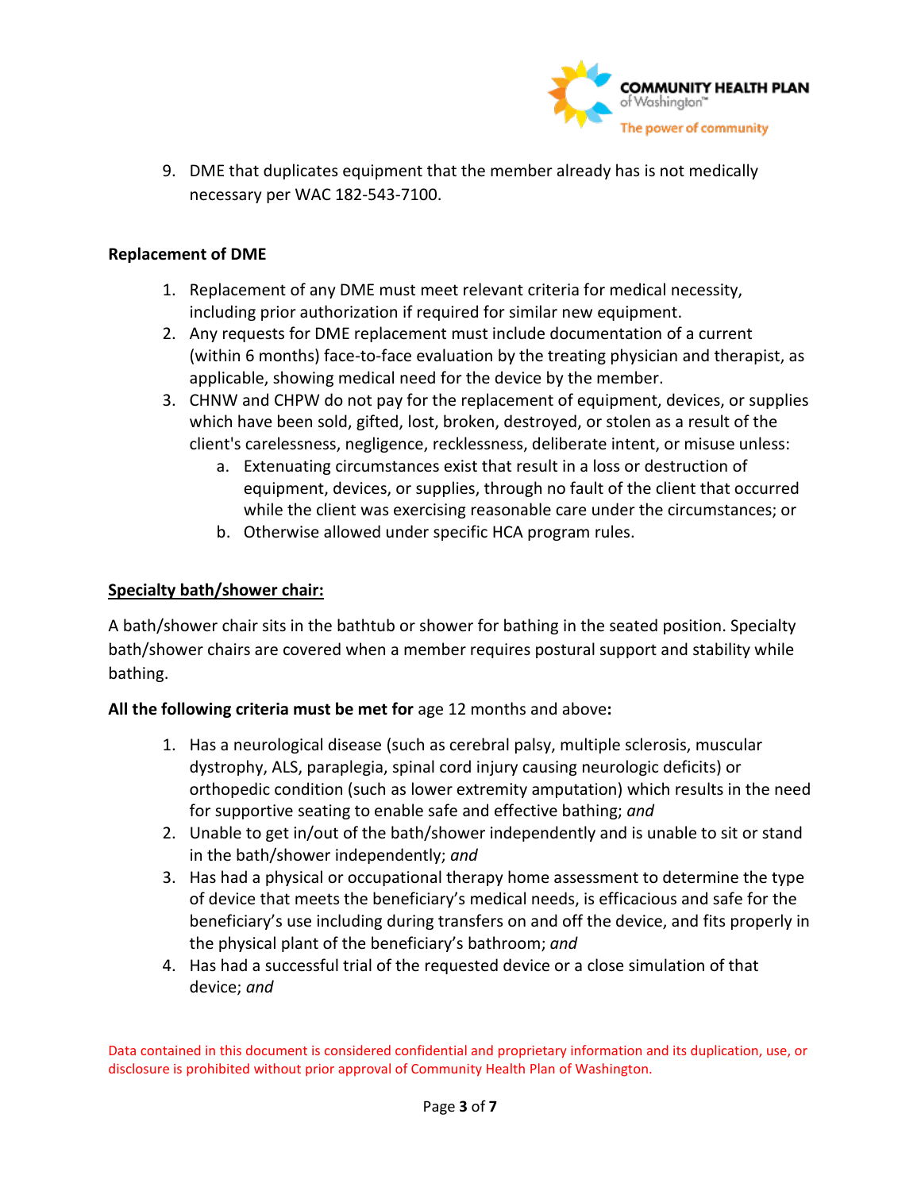9. DME that duplicates equipment that the member already has is not medically necessary per WAC 182-543-7100.

**Replacement of DME**

1. Replacement of any DME must meet relevant criteria for medical necessity, including prior authorization if required for similar new equipment.
2. Any requests for DME replacement must include documentation of a current (within 6 months) face-to-face evaluation by the treating physician and therapist, as applicable, showing medical need for the device by the member.
3. CHNW and CHPW do not pay for the replacement of equipment, devices, or supplies which have been sold, gifted, lost, broken, destroyed, or stolen as a result of the client's carelessness, negligence, recklessness, deliberate intent, or misuse unless:
   a. Extenuating circumstances exist that result in a loss or destruction of equipment, devices, or supplies, through no fault of the client that occurred while the client was exercising reasonable care under the circumstances; or
   b. Otherwise allowed under specific HCA program rules.

**<u>Specialty bath/shower chair:</u>**

A bath/shower chair sits in the bathtub or shower for bathing in the seated position. Specialty bath/shower chairs are covered when a member requires postural support and stability while bathing.

**All the following criteria must be met for** age 12 months and above**:**

1. Has a neurological disease (such as cerebral palsy, multiple sclerosis, muscular dystrophy, ALS, paraplegia, spinal cord injury causing neurologic deficits) or orthopedic condition (such as lower extremity amputation) which results in the need for supportive seating to enable safe and effective bathing; *and*
2. Unable to get in/out of the bath/shower independently and is unable to sit or stand in the bath/shower independently; *and*
3. Has had a physical or occupational therapy home assessment to determine the type of device that meets the beneficiary's medical needs, is efficacious and safe for the beneficiary's use including during transfers on and off the device, and fits properly in the physical plant of the beneficiary's bathroom; *and*
4. Has had a successful trial of the requested device or a close simulation of that device; *and*

Data contained in this document is considered confidential and proprietary information and its duplication, use, or disclosure is prohibited without prior approval of Community Health Plan of Washington.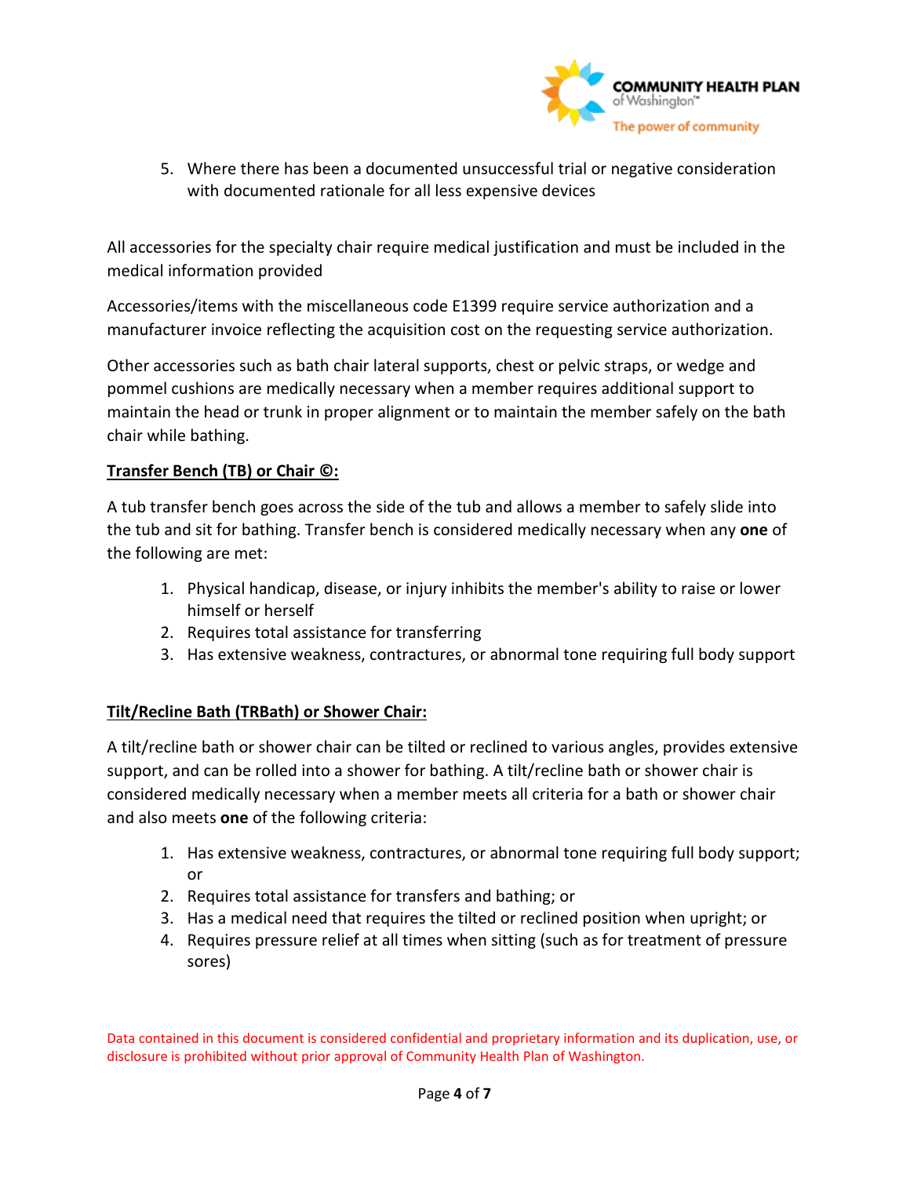5. Where there has been a documented unsuccessful trial or negative consideration with documented rationale for all less expensive devices

All accessories for the specialty chair require medical justification and must be included in the medical information provided

Accessories/items with the miscellaneous code E1399 require service authorization and a manufacturer invoice reflecting the acquisition cost on the requesting service authorization.

Other accessories such as bath chair lateral supports, chest or pelvic straps, or wedge and pommel cushions are medically necessary when a member requires additional support to maintain the head or trunk in proper alignment or to maintain the member safely on the bath chair while bathing.

**Transfer Bench (TB) or Chair ©:**

A tub transfer bench goes across the side of the tub and allows a member to safely slide into the tub and sit for bathing. Transfer bench is considered medically necessary when any **one** of the following are met:

1. Physical handicap, disease, or injury inhibits the member's ability to raise or lower himself or herself
2. Requires total assistance for transferring
3. Has extensive weakness, contractures, or abnormal tone requiring full body support

**Tilt/Recline Bath (TRBath) or Shower Chair:**

A tilt/recline bath or shower chair can be tilted or reclined to various angles, provides extensive support, and can be rolled into a shower for bathing. A tilt/recline bath or shower chair is considered medically necessary when a member meets all criteria for a bath or shower chair and also meets **one** of the following criteria:

1. Has extensive weakness, contractures, or abnormal tone requiring full body support; or
2. Requires total assistance for transfers and bathing; or
3. Has a medical need that requires the tilted or reclined position when upright; or
4. Requires pressure relief at all times when sitting (such as for treatment of pressure sores)

Data contained in this document is considered confidential and proprietary information and its duplication, use, or disclosure is prohibited without prior approval of Community Health Plan of Washington.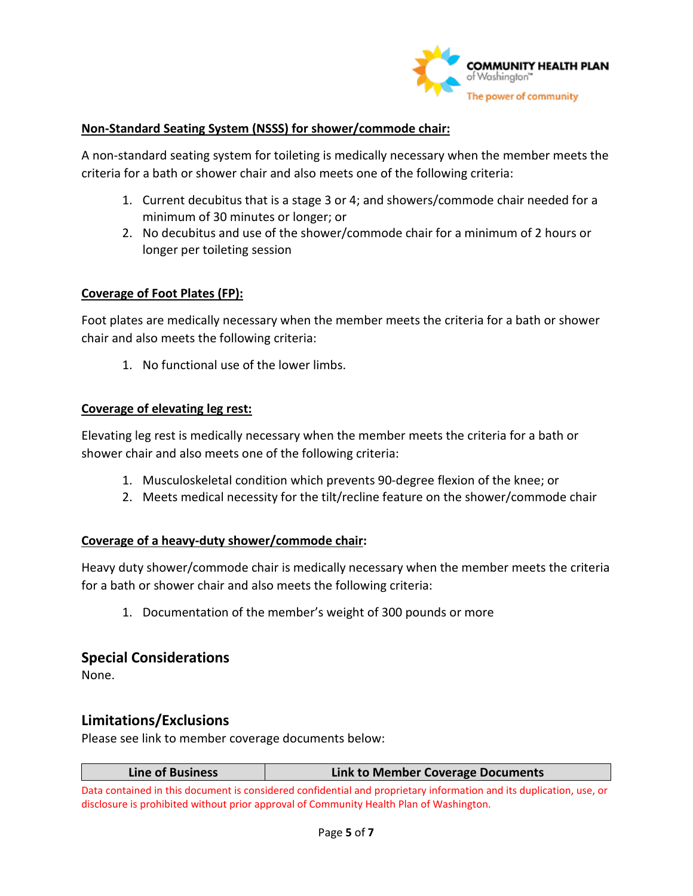**Non-Standard Seating System (NSSS) for shower/commode chair:**

A non-standard seating system for toileting is medically necessary when the member meets the criteria for a bath or shower chair and also meets one of the following criteria:

1. Current decubitus that is a stage 3 or 4; and showers/commode chair needed for a minimum of 30 minutes or longer; or
2. No decubitus and use of the shower/commode chair for a minimum of 2 hours or longer per toileting session

**Coverage of Foot Plates (FP):**

Foot plates are medically necessary when the member meets the criteria for a bath or shower chair and also meets the following criteria:

1. No functional use of the lower limbs.

**Coverage of elevating leg rest:**

Elevating leg rest is medically necessary when the member meets the criteria for a bath or shower chair and also meets one of the following criteria:

1. Musculoskeletal condition which prevents 90-degree flexion of the knee; or
2. Meets medical necessity for the tilt/recline feature on the shower/commode chair

**Coverage of a heavy-duty shower/commode chair:**

Heavy duty shower/commode chair is medically necessary when the member meets the criteria for a bath or shower chair and also meets the following criteria:

1. Documentation of the member's weight of 300 pounds or more

## Special Considerations

None.

## Limitations/Exclusions

Please see link to member coverage documents below:

| Line of Business | Link to Member Coverage Documents |
|---|---|

Data contained in this document is considered confidential and proprietary information and its duplication, use, or disclosure is prohibited without prior approval of Community Health Plan of Washington.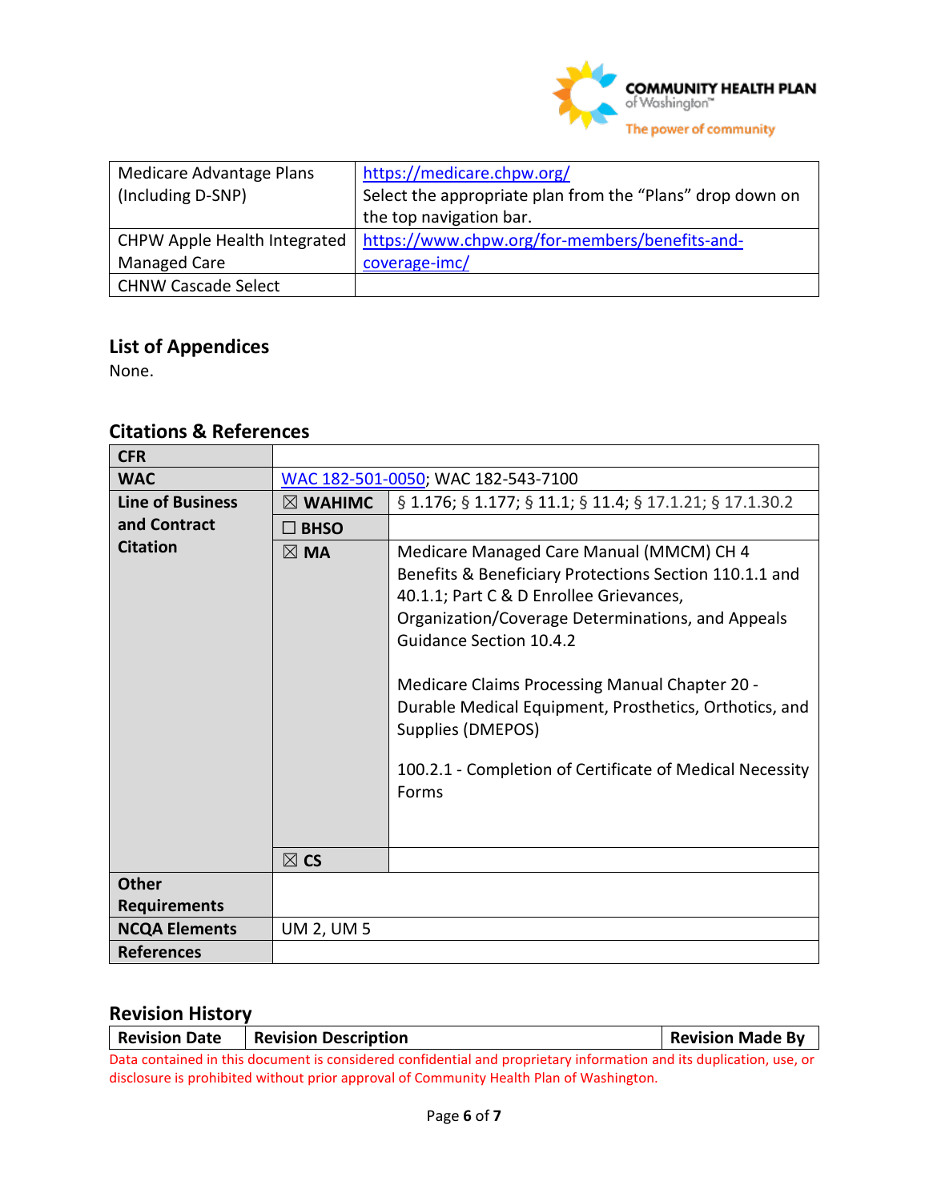| Medicare Advantage Plans (Including D-SNP) | https://medicare.chpw.org/ Select the appropriate plan from the “Plans” drop down on the top navigation bar. |
|---|---|
| CHPW Apple Health Integrated Managed Care | https://www.chpw.org/for-members/benefits-and-coverage-imc/ |
| CHNW Cascade Select | |

## List of Appendices

None.

## Citations & References

| | | |
|---|---|---|
| **CFR** | | |
| **WAC** | WAC 182-501-0050; WAC 182-543-7100 | |
| **Line of Business and Contract Citation** | ☒ **WAHIMC** | § 1.176; § 1.177; § 11.1; § 11.4; § 17.1.21; § 17.1.30.2 |
| | ☐ **BHSO** | |
| | ☒ **MA** | Medicare Managed Care Manual (MMCM) CH 4 Benefits & Beneficiary Protections Section 110.1.1 and 40.1.1; Part C & D Enrollee Grievances, Organization/Coverage Determinations, and Appeals Guidance Section 10.4.2<br><br>Medicare Claims Processing Manual Chapter 20 - Durable Medical Equipment, Prosthetics, Orthotics, and Supplies (DMEPOS)<br><br>100.2.1 - Completion of Certificate of Medical Necessity Forms |
| | ☒ **CS** | |
| **Other Requirements** | | |
| **NCQA Elements** | UM 2, UM 5 | |
| **References** | | |

## Revision History

| Revision Date | Revision Description | Revision Made By |
|---|---|---|

Data contained in this document is considered confidential and proprietary information and its duplication, use, or disclosure is prohibited without prior approval of Community Health Plan of Washington.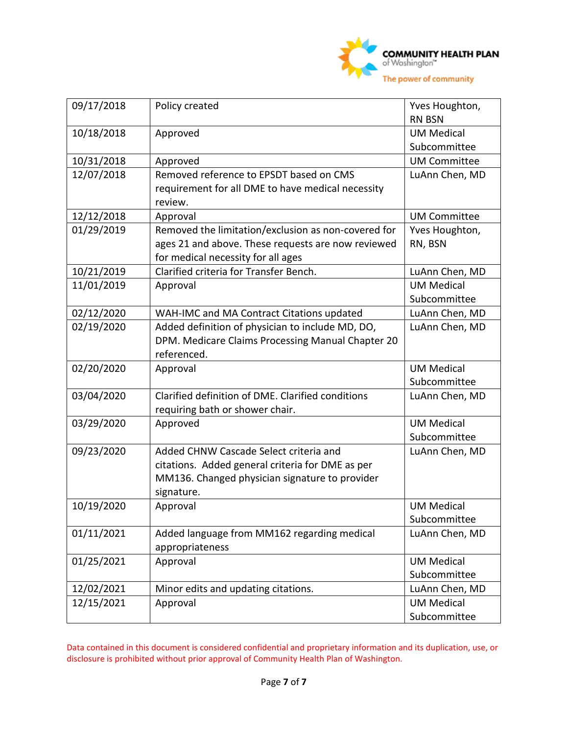| | | |
|---|---|---|
| 09/17/2018 | Policy created | Yves Houghton, RN BSN |
| 10/18/2018 | Approved | UM Medical Subcommittee |
| 10/31/2018 | Approved | UM Committee |
| 12/07/2018 | Removed reference to EPSDT based on CMS requirement for all DME to have medical necessity review. | LuAnn Chen, MD |
| 12/12/2018 | Approval | UM Committee |
| 01/29/2019 | Removed the limitation/exclusion as non-covered for ages 21 and above. These requests are now reviewed for medical necessity for all ages | Yves Houghton, RN, BSN |
| 10/21/2019 | Clarified criteria for Transfer Bench. | LuAnn Chen, MD |
| 11/01/2019 | Approval | UM Medical Subcommittee |
| 02/12/2020 | WAH-IMC and MA Contract Citations updated | LuAnn Chen, MD |
| 02/19/2020 | Added definition of physician to include MD, DO, DPM. Medicare Claims Processing Manual Chapter 20 referenced. | LuAnn Chen, MD |
| 02/20/2020 | Approval | UM Medical Subcommittee |
| 03/04/2020 | Clarified definition of DME. Clarified conditions requiring bath or shower chair. | LuAnn Chen, MD |
| 03/29/2020 | Approved | UM Medical Subcommittee |
| 09/23/2020 | Added CHNW Cascade Select criteria and citations. Added general criteria for DME as per MM136. Changed physician signature to provider signature. | LuAnn Chen, MD |
| 10/19/2020 | Approval | UM Medical Subcommittee |
| 01/11/2021 | Added language from MM162 regarding medical appropriateness | LuAnn Chen, MD |
| 01/25/2021 | Approval | UM Medical Subcommittee |
| 12/02/2021 | Minor edits and updating citations. | LuAnn Chen, MD |
| 12/15/2021 | Approval | UM Medical Subcommittee |

Data contained in this document is considered confidential and proprietary information and its duplication, use, or disclosure is prohibited without prior approval of Community Health Plan of Washington.